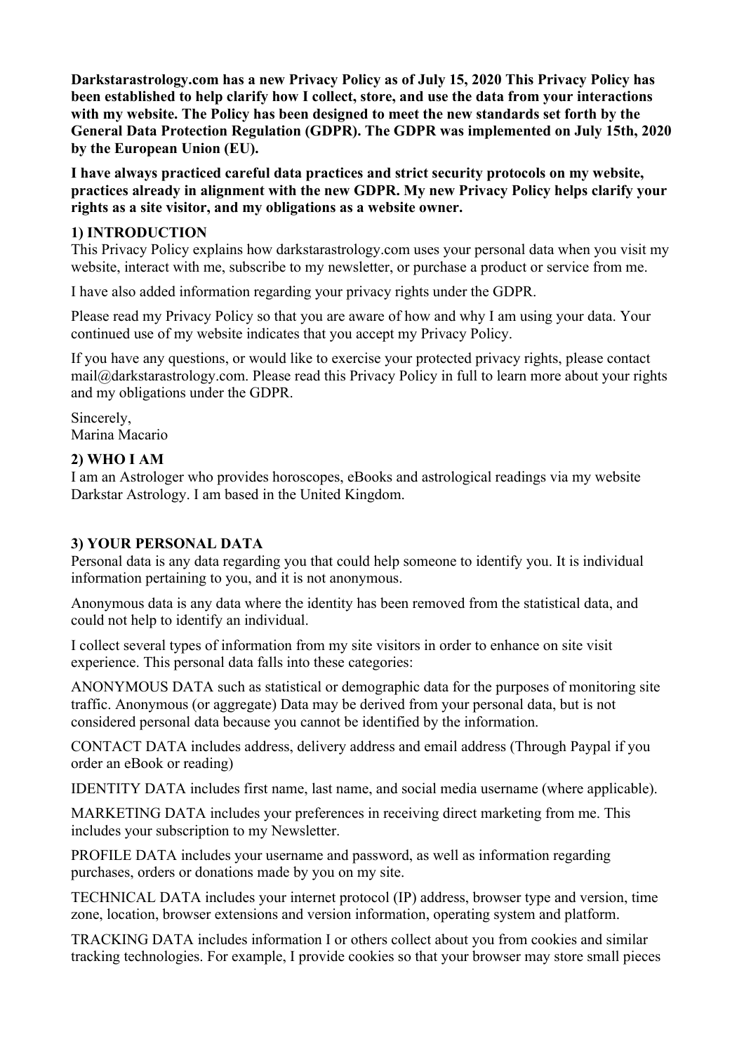**Darkstarastrology.com has a new Privacy Policy as of July 15, 2020 This Privacy Policy has been established to help clarify how I collect, store, and use the data from your interactions with my website. The Policy has been designed to meet the new standards set forth by the General Data Protection Regulation (GDPR). The GDPR was implemented on July 15th, 2020 by the European Union (EU).**

**I have always practiced careful data practices and strict security protocols on my website, practices already in alignment with the new GDPR. My new Privacy Policy helps clarify your rights as a site visitor, and my obligations as a website owner.**

## 1) INTRODUCTION

This Privacy Policy explains how darkstarastrology.com uses your personal data when you visit my website, interact with me, subscribe to my newsletter, or purchase a product or service from me.

I have also added information regarding your privacy rights under the GDPR.

Please read my Privacy Policy so that you are aware of how and why I am using your data. Your continued use of my website indicates that you accept my Privacy Policy.

If you have any questions, or would like to exercise your protected privacy rights, please contact mail@darkstarastrology.com. Please read this Privacy Policy in full to learn more about your rights and my obligations under the GDPR.

Sincerely,
Marina Macario

## 2) WHO I AM

I am an Astrologer who provides horoscopes, eBooks and astrological readings via my website Darkstar Astrology. I am based in the United Kingdom.

## 3) YOUR PERSONAL DATA

Personal data is any data regarding you that could help someone to identify you. It is individual information pertaining to you, and it is not anonymous.

Anonymous data is any data where the identity has been removed from the statistical data, and could not help to identify an individual.

I collect several types of information from my site visitors in order to enhance on site visit experience. This personal data falls into these categories:

ANONYMOUS DATA such as statistical or demographic data for the purposes of monitoring site traffic. Anonymous (or aggregate) Data may be derived from your personal data, but is not considered personal data because you cannot be identified by the information.

CONTACT DATA includes address, delivery address and email address (Through Paypal if you order an eBook or reading)

IDENTITY DATA includes first name, last name, and social media username (where applicable).

MARKETING DATA includes your preferences in receiving direct marketing from me. This includes your subscription to my Newsletter.

PROFILE DATA includes your username and password, as well as information regarding purchases, orders or donations made by you on my site.

TECHNICAL DATA includes your internet protocol (IP) address, browser type and version, time zone, location, browser extensions and version information, operating system and platform.

TRACKING DATA includes information I or others collect about you from cookies and similar tracking technologies. For example, I provide cookies so that your browser may store small pieces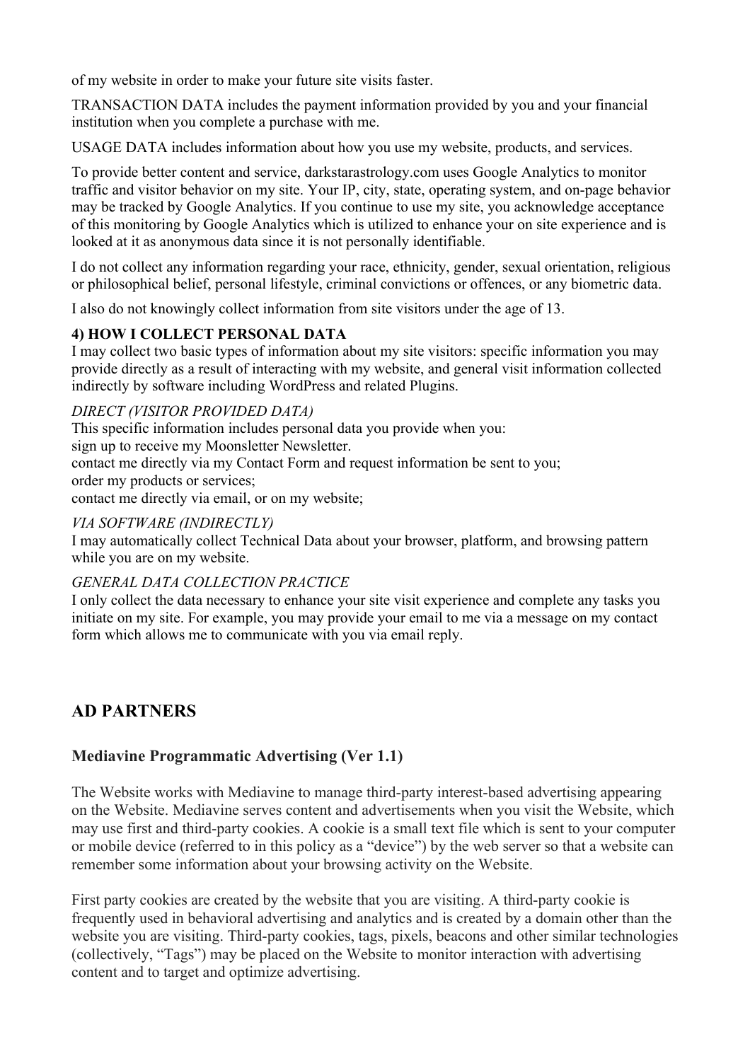of my website in order to make your future site visits faster.

TRANSACTION DATA includes the payment information provided by you and your financial institution when you complete a purchase with me.

USAGE DATA includes information about how you use my website, products, and services.

To provide better content and service, darkstarastrology.com uses Google Analytics to monitor traffic and visitor behavior on my site. Your IP, city, state, operating system, and on-page behavior may be tracked by Google Analytics. If you continue to use my site, you acknowledge acceptance of this monitoring by Google Analytics which is utilized to enhance your on site experience and is looked at it as anonymous data since it is not personally identifiable.

I do not collect any information regarding your race, ethnicity, gender, sexual orientation, religious or philosophical belief, personal lifestyle, criminal convictions or offences, or any biometric data.

I also do not knowingly collect information from site visitors under the age of 13.

**4) HOW I COLLECT PERSONAL DATA**

I may collect two basic types of information about my site visitors: specific information you may provide directly as a result of interacting with my website, and general visit information collected indirectly by software including WordPress and related Plugins.

*DIRECT (VISITOR PROVIDED DATA)*

This specific information includes personal data you provide when you:
sign up to receive my Moonsletter Newsletter.
contact me directly via my Contact Form and request information be sent to you;
order my products or services;
contact me directly via email, or on my website;

*VIA SOFTWARE (INDIRECTLY)*

I may automatically collect Technical Data about your browser, platform, and browsing pattern while you are on my website.

*GENERAL DATA COLLECTION PRACTICE*

I only collect the data necessary to enhance your site visit experience and complete any tasks you initiate on my site. For example, you may provide your email to me via a message on my contact form which allows me to communicate with you via email reply.

## AD PARTNERS

### Mediavine Programmatic Advertising (Ver 1.1)

The Website works with Mediavine to manage third-party interest-based advertising appearing on the Website. Mediavine serves content and advertisements when you visit the Website, which may use first and third-party cookies. A cookie is a small text file which is sent to your computer or mobile device (referred to in this policy as a "device") by the web server so that a website can remember some information about your browsing activity on the Website.

First party cookies are created by the website that you are visiting. A third-party cookie is frequently used in behavioral advertising and analytics and is created by a domain other than the website you are visiting. Third-party cookies, tags, pixels, beacons and other similar technologies (collectively, "Tags") may be placed on the Website to monitor interaction with advertising content and to target and optimize advertising.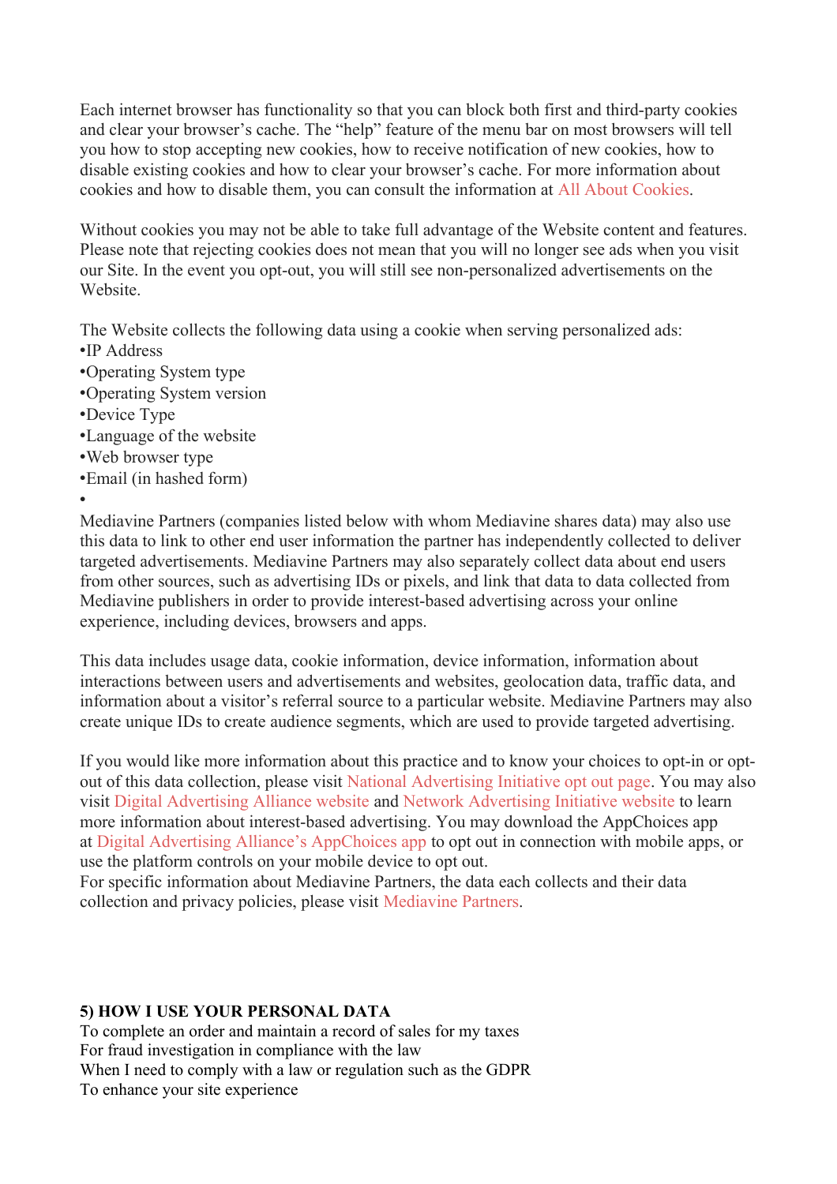Each internet browser has functionality so that you can block both first and third-party cookies and clear your browser's cache. The "help" feature of the menu bar on most browsers will tell you how to stop accepting new cookies, how to receive notification of new cookies, how to disable existing cookies and how to clear your browser's cache. For more information about cookies and how to disable them, you can consult the information at All About Cookies.

Without cookies you may not be able to take full advantage of the Website content and features. Please note that rejecting cookies does not mean that you will no longer see ads when you visit our Site. In the event you opt-out, you will still see non-personalized advertisements on the Website.

The Website collects the following data using a cookie when serving personalized ads:

- IP Address
- Operating System type
- Operating System version
- Device Type
- Language of the website
- Web browser type
- Email (in hashed form)
- 

Mediavine Partners (companies listed below with whom Mediavine shares data) may also use this data to link to other end user information the partner has independently collected to deliver targeted advertisements. Mediavine Partners may also separately collect data about end users from other sources, such as advertising IDs or pixels, and link that data to data collected from Mediavine publishers in order to provide interest-based advertising across your online experience, including devices, browsers and apps.

This data includes usage data, cookie information, device information, information about interactions between users and advertisements and websites, geolocation data, traffic data, and information about a visitor's referral source to a particular website. Mediavine Partners may also create unique IDs to create audience segments, which are used to provide targeted advertising.

If you would like more information about this practice and to know your choices to opt-in or opt-out of this data collection, please visit National Advertising Initiative opt out page. You may also visit Digital Advertising Alliance website and Network Advertising Initiative website to learn more information about interest-based advertising. You may download the AppChoices app at Digital Advertising Alliance's AppChoices app to opt out in connection with mobile apps, or use the platform controls on your mobile device to opt out.
For specific information about Mediavine Partners, the data each collects and their data collection and privacy policies, please visit Mediavine Partners.

**5) HOW I USE YOUR PERSONAL DATA**

To complete an order and maintain a record of sales for my taxes
For fraud investigation in compliance with the law
When I need to comply with a law or regulation such as the GDPR
To enhance your site experience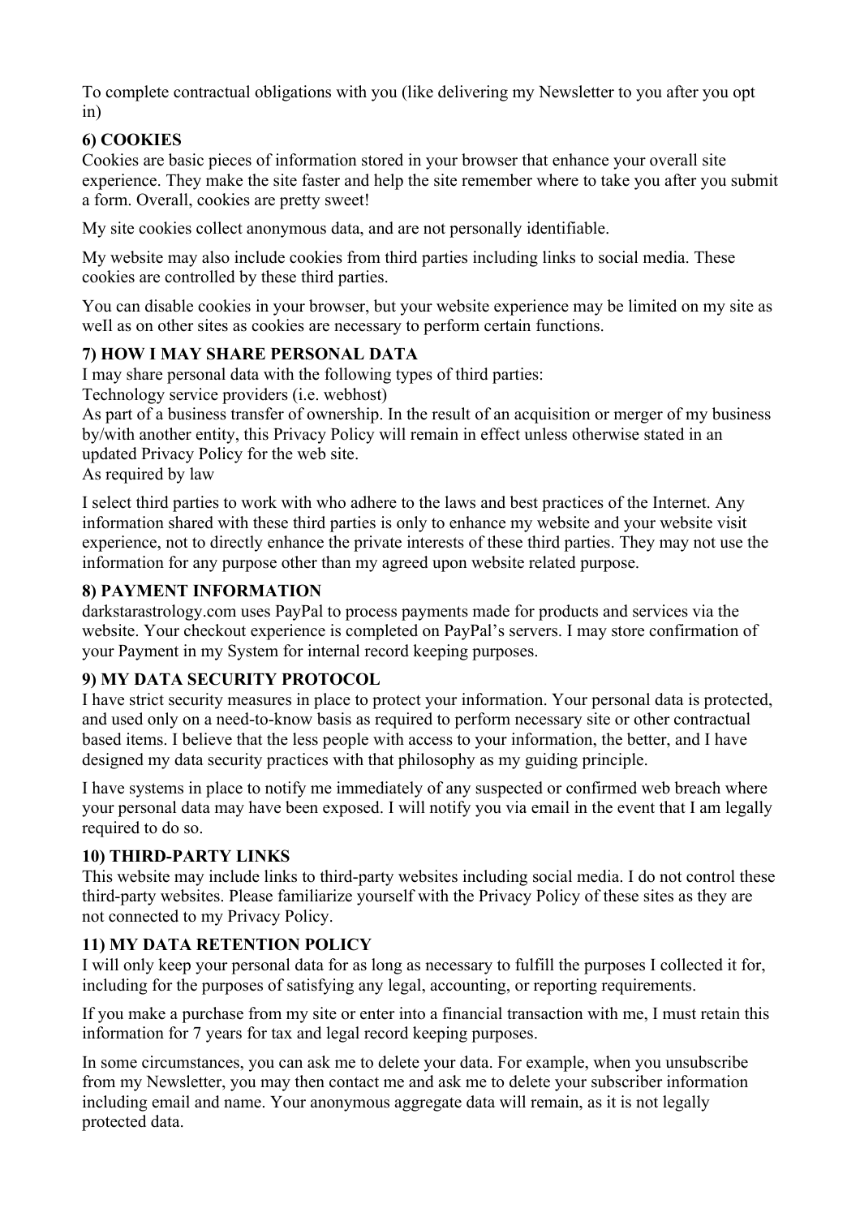To complete contractual obligations with you (like delivering my Newsletter to you after you opt in)

**6) COOKIES**

Cookies are basic pieces of information stored in your browser that enhance your overall site experience. They make the site faster and help the site remember where to take you after you submit a form. Overall, cookies are pretty sweet!

My site cookies collect anonymous data, and are not personally identifiable.

My website may also include cookies from third parties including links to social media. These cookies are controlled by these third parties.

You can disable cookies in your browser, but your website experience may be limited on my site as weIl as on other sites as cookies are necessary to perform certain functions.

**7) HOW I MAY SHARE PERSONAL DATA**

I may share personal data with the following types of third parties:
Technology service providers (i.e. webhost)
As part of a business transfer of ownership. In the result of an acquisition or merger of my business by/with another entity, this Privacy Policy will remain in effect unless otherwise stated in an updated Privacy Policy for the web site.
As required by law

I select third parties to work with who adhere to the laws and best practices of the Internet. Any information shared with these third parties is only to enhance my website and your website visit experience, not to directly enhance the private interests of these third parties. They may not use the information for any purpose other than my agreed upon website related purpose.

**8) PAYMENT INFORMATION**

darkstarastrology.com uses PayPal to process payments made for products and services via the website. Your checkout experience is completed on PayPal's servers. I may store confirmation of your Payment in my System for internal record keeping purposes.

**9) MY DATA SECURITY PROTOCOL**

I have strict security measures in place to protect your information. Your personal data is protected, and used only on a need-to-know basis as required to perform necessary site or other contractual based items. I believe that the less people with access to your information, the better, and I have designed my data security practices with that philosophy as my guiding principle.

I have systems in place to notify me immediately of any suspected or confirmed web breach where your personal data may have been exposed. I will notify you via email in the event that I am legally required to do so.

**10) THIRD-PARTY LINKS**

This website may include links to third-party websites including social media. I do not control these third-party websites. Please familiarize yourself with the Privacy Policy of these sites as they are not connected to my Privacy Policy.

**11) MY DATA RETENTION POLICY**

I will only keep your personal data for as long as necessary to fulfill the purposes I collected it for, including for the purposes of satisfying any legal, accounting, or reporting requirements.

If you make a purchase from my site or enter into a financial transaction with me, I must retain this information for 7 years for tax and legal record keeping purposes.

In some circumstances, you can ask me to delete your data. For example, when you unsubscribe from my Newsletter, you may then contact me and ask me to delete your subscriber information including email and name. Your anonymous aggregate data will remain, as it is not legally protected data.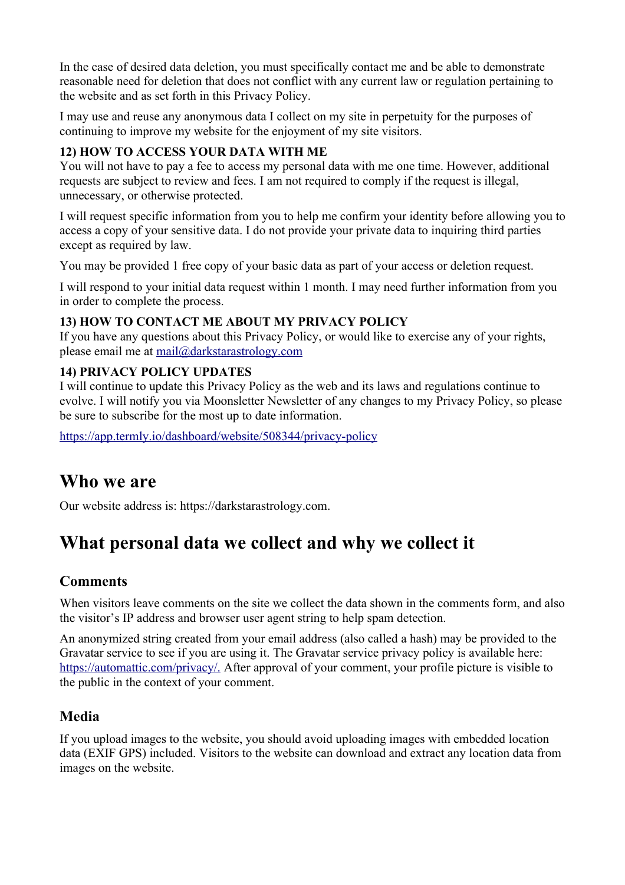In the case of desired data deletion, you must specifically contact me and be able to demonstrate reasonable need for deletion that does not conflict with any current law or regulation pertaining to the website and as set forth in this Privacy Policy.

I may use and reuse any anonymous data I collect on my site in perpetuity for the purposes of continuing to improve my website for the enjoyment of my site visitors.

**12) HOW TO ACCESS YOUR DATA WITH ME**
You will not have to pay a fee to access my personal data with me one time. However, additional requests are subject to review and fees. I am not required to comply if the request is illegal, unnecessary, or otherwise protected.

I will request specific information from you to help me confirm your identity before allowing you to access a copy of your sensitive data. I do not provide your private data to inquiring third parties except as required by law.

You may be provided 1 free copy of your basic data as part of your access or deletion request.

I will respond to your initial data request within 1 month. I may need further information from you in order to complete the process.

**13) HOW TO CONTACT ME ABOUT MY PRIVACY POLICY**
If you have any questions about this Privacy Policy, or would like to exercise any of your rights, please email me at [mail@darkstarastrology.com](mailto:mail@darkstarastrology.com)

**14) PRIVACY POLICY UPDATES**
I will continue to update this Privacy Policy as the web and its laws and regulations continue to evolve. I will notify you via Moonsletter Newsletter of any changes to my Privacy Policy, so please be sure to subscribe for the most up to date information.

[https://app.termly.io/dashboard/website/508344/privacy-policy](https://app.termly.io/dashboard/website/508344/privacy-policy)

## Who we are

Our website address is: https://darkstarastrology.com.

## What personal data we collect and why we collect it

### Comments

When visitors leave comments on the site we collect the data shown in the comments form, and also the visitor's IP address and browser user agent string to help spam detection.

An anonymized string created from your email address (also called a hash) may be provided to the Gravatar service to see if you are using it. The Gravatar service privacy policy is available here: [https://automattic.com/privacy/.](https://automattic.com/privacy/) After approval of your comment, your profile picture is visible to the public in the context of your comment.

### Media

If you upload images to the website, you should avoid uploading images with embedded location data (EXIF GPS) included. Visitors to the website can download and extract any location data from images on the website.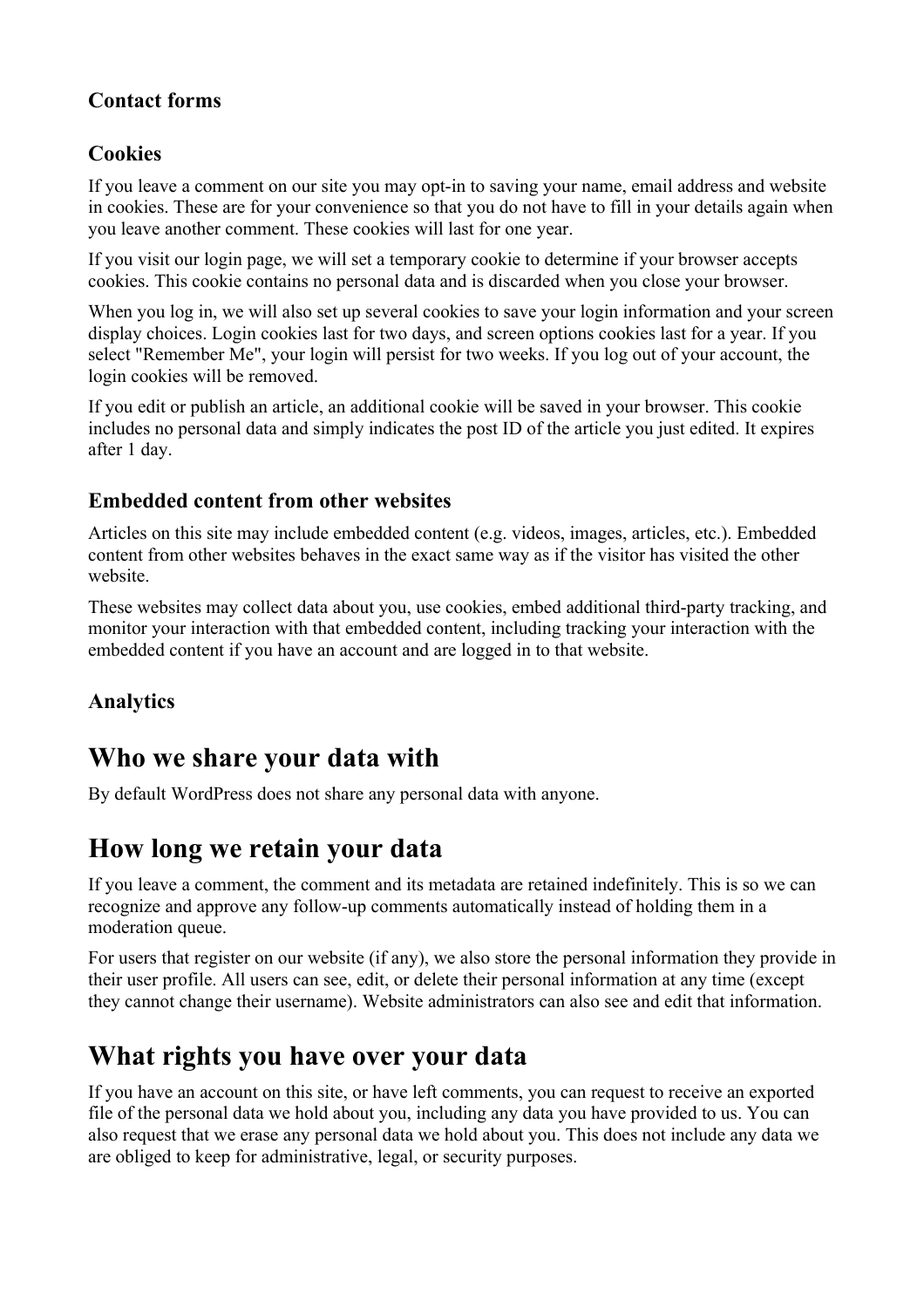### Contact forms

### Cookies

If you leave a comment on our site you may opt-in to saving your name, email address and website in cookies. These are for your convenience so that you do not have to fill in your details again when you leave another comment. These cookies will last for one year.

If you visit our login page, we will set a temporary cookie to determine if your browser accepts cookies. This cookie contains no personal data and is discarded when you close your browser.

When you log in, we will also set up several cookies to save your login information and your screen display choices. Login cookies last for two days, and screen options cookies last for a year. If you select "Remember Me", your login will persist for two weeks. If you log out of your account, the login cookies will be removed.

If you edit or publish an article, an additional cookie will be saved in your browser. This cookie includes no personal data and simply indicates the post ID of the article you just edited. It expires after 1 day.

### Embedded content from other websites

Articles on this site may include embedded content (e.g. videos, images, articles, etc.). Embedded content from other websites behaves in the exact same way as if the visitor has visited the other website.

These websites may collect data about you, use cookies, embed additional third-party tracking, and monitor your interaction with that embedded content, including tracking your interaction with the embedded content if you have an account and are logged in to that website.

### Analytics

## Who we share your data with

By default WordPress does not share any personal data with anyone.

## How long we retain your data

If you leave a comment, the comment and its metadata are retained indefinitely. This is so we can recognize and approve any follow-up comments automatically instead of holding them in a moderation queue.

For users that register on our website (if any), we also store the personal information they provide in their user profile. All users can see, edit, or delete their personal information at any time (except they cannot change their username). Website administrators can also see and edit that information.

## What rights you have over your data

If you have an account on this site, or have left comments, you can request to receive an exported file of the personal data we hold about you, including any data you have provided to us. You can also request that we erase any personal data we hold about you. This does not include any data we are obliged to keep for administrative, legal, or security purposes.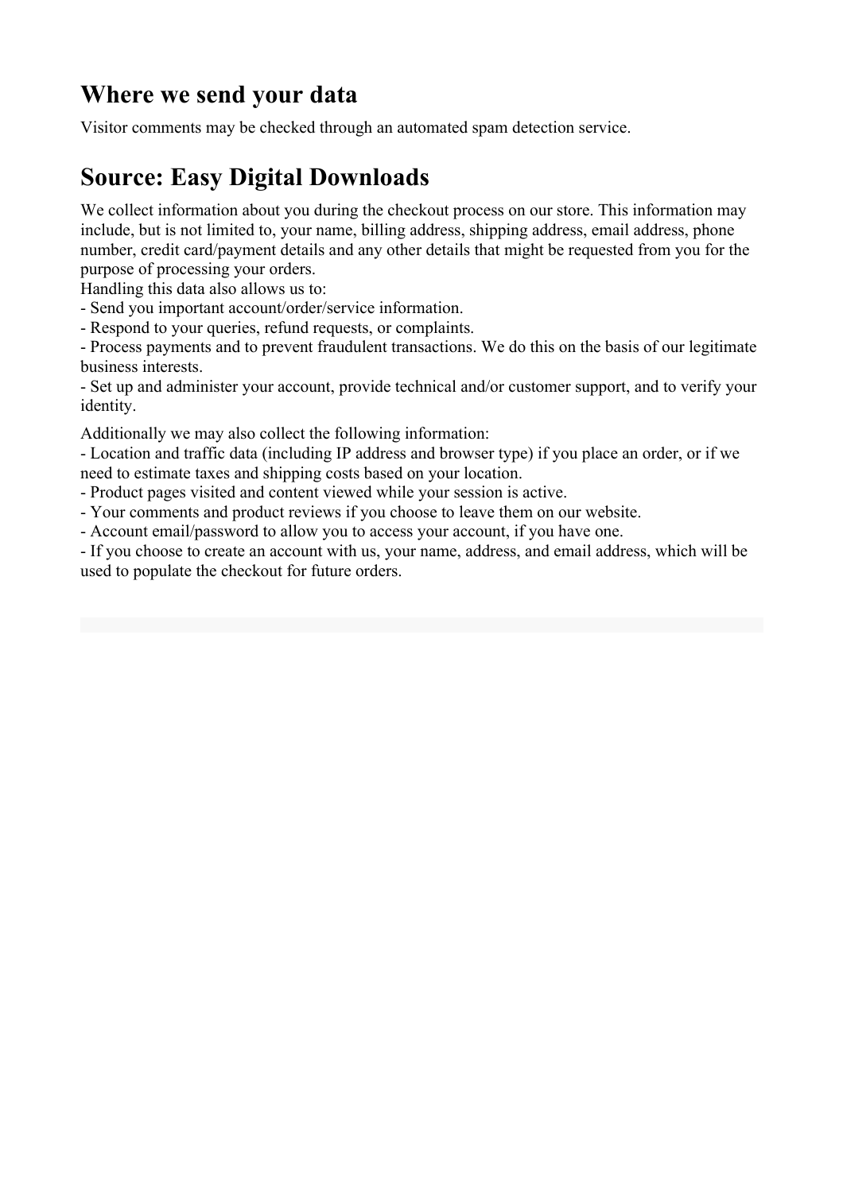## Where we send your data

Visitor comments may be checked through an automated spam detection service.

## Source: Easy Digital Downloads

We collect information about you during the checkout process on our store. This information may include, but is not limited to, your name, billing address, shipping address, email address, phone number, credit card/payment details and any other details that might be requested from you for the purpose of processing your orders.
Handling this data also allows us to:
- Send you important account/order/service information.
- Respond to your queries, refund requests, or complaints.
- Process payments and to prevent fraudulent transactions. We do this on the basis of our legitimate business interests.
- Set up and administer your account, provide technical and/or customer support, and to verify your identity.

Additionally we may also collect the following information:
- Location and traffic data (including IP address and browser type) if you place an order, or if we need to estimate taxes and shipping costs based on your location.
- Product pages visited and content viewed while your session is active.
- Your comments and product reviews if you choose to leave them on our website.
- Account email/password to allow you to access your account, if you have one.
- If you choose to create an account with us, your name, address, and email address, which will be used to populate the checkout for future orders.